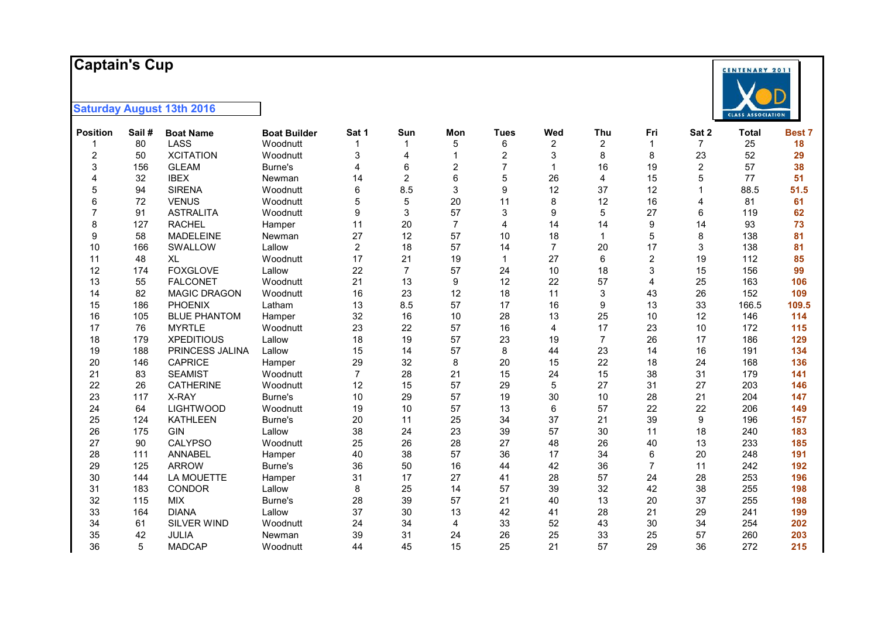# Captain's Cup

**Saturday August 13th 2016**

| Position | Sail # | Boat Name | Boat Builder | Sat 1 | Sun | Mon | Tues | Wed | Thu | Fri | Sat 2 | Total | Best 7 |
|---|---|---|---|---|---|---|---|---|---|---|---|---|---|
| 1 | 80 | LASS | Woodnutt | 1 | 1 | 5 | 6 | 2 | 2 | 1 | 7 | 25 | **18** |
| 2 | 50 | XCITATION | Woodnutt | 3 | 4 | 1 | 2 | 3 | 8 | 8 | 23 | 52 | **29** |
| 3 | 156 | GLEAM | Burne's | 4 | 6 | 2 | 7 | 1 | 16 | 19 | 2 | 57 | **38** |
| 4 | 32 | IBEX | Newman | 14 | 2 | 6 | 5 | 26 | 4 | 15 | 5 | 77 | **51** |
| 5 | 94 | SIRENA | Woodnutt | 6 | 8.5 | 3 | 9 | 12 | 37 | 12 | 1 | 88.5 | **51.5** |
| 6 | 72 | VENUS | Woodnutt | 5 | 5 | 20 | 11 | 8 | 12 | 16 | 4 | 81 | **61** |
| 7 | 91 | ASTRALITA | Woodnutt | 9 | 3 | 57 | 3 | 9 | 5 | 27 | 6 | 119 | **62** |
| 8 | 127 | RACHEL | Hamper | 11 | 20 | 7 | 4 | 14 | 14 | 9 | 14 | 93 | **73** |
| 9 | 58 | MADELEINE | Newman | 27 | 12 | 57 | 10 | 18 | 1 | 5 | 8 | 138 | **81** |
| 10 | 166 | SWALLOW | Lallow | 2 | 18 | 57 | 14 | 7 | 20 | 17 | 3 | 138 | **81** |
| 11 | 48 | XL | Woodnutt | 17 | 21 | 19 | 1 | 27 | 6 | 2 | 19 | 112 | **85** |
| 12 | 174 | FOXGLOVE | Lallow | 22 | 7 | 57 | 24 | 10 | 18 | 3 | 15 | 156 | **99** |
| 13 | 55 | FALCONET | Woodnutt | 21 | 13 | 9 | 12 | 22 | 57 | 4 | 25 | 163 | **106** |
| 14 | 82 | MAGIC DRAGON | Woodnutt | 16 | 23 | 12 | 18 | 11 | 3 | 43 | 26 | 152 | **109** |
| 15 | 186 | PHOENIX | Latham | 13 | 8.5 | 57 | 17 | 16 | 9 | 13 | 33 | 166.5 | **109.5** |
| 16 | 105 | BLUE PHANTOM | Hamper | 32 | 16 | 10 | 28 | 13 | 25 | 10 | 12 | 146 | **114** |
| 17 | 76 | MYRTLE | Woodnutt | 23 | 22 | 57 | 16 | 4 | 17 | 23 | 10 | 172 | **115** |
| 18 | 179 | XPEDITIOUS | Lallow | 18 | 19 | 57 | 23 | 19 | 7 | 26 | 17 | 186 | **129** |
| 19 | 188 | PRINCESS JALINA | Lallow | 15 | 14 | 57 | 8 | 44 | 23 | 14 | 16 | 191 | **134** |
| 20 | 146 | CAPRICE | Hamper | 29 | 32 | 8 | 20 | 15 | 22 | 18 | 24 | 168 | **136** |
| 21 | 83 | SEAMIST | Woodnutt | 7 | 28 | 21 | 15 | 24 | 15 | 38 | 31 | 179 | **141** |
| 22 | 26 | CATHERINE | Woodnutt | 12 | 15 | 57 | 29 | 5 | 27 | 31 | 27 | 203 | **146** |
| 23 | 117 | X-RAY | Burne's | 10 | 29 | 57 | 19 | 30 | 10 | 28 | 21 | 204 | **147** |
| 24 | 64 | LIGHTWOOD | Woodnutt | 19 | 10 | 57 | 13 | 6 | 57 | 22 | 22 | 206 | **149** |
| 25 | 124 | KATHLEEN | Burne's | 20 | 11 | 25 | 34 | 37 | 21 | 39 | 9 | 196 | **157** |
| 26 | 175 | GIN | Lallow | 38 | 24 | 23 | 39 | 57 | 30 | 11 | 18 | 240 | **183** |
| 27 | 90 | CALYPSO | Woodnutt | 25 | 26 | 28 | 27 | 48 | 26 | 40 | 13 | 233 | **185** |
| 28 | 111 | ANNABEL | Hamper | 40 | 38 | 57 | 36 | 17 | 34 | 6 | 20 | 248 | **191** |
| 29 | 125 | ARROW | Burne's | 36 | 50 | 16 | 44 | 42 | 36 | 7 | 11 | 242 | **192** |
| 30 | 144 | LA MOUETTE | Hamper | 31 | 17 | 27 | 41 | 28 | 57 | 24 | 28 | 253 | **196** |
| 31 | 183 | CONDOR | Lallow | 8 | 25 | 14 | 57 | 39 | 32 | 42 | 38 | 255 | **198** |
| 32 | 115 | MIX | Burne's | 28 | 39 | 57 | 21 | 40 | 13 | 20 | 37 | 255 | **198** |
| 33 | 164 | DIANA | Lallow | 37 | 30 | 13 | 42 | 41 | 28 | 21 | 29 | 241 | **199** |
| 34 | 61 | SILVER WIND | Woodnutt | 24 | 34 | 4 | 33 | 52 | 43 | 30 | 34 | 254 | **202** |
| 35 | 42 | JULIA | Newman | 39 | 31 | 24 | 26 | 25 | 33 | 25 | 57 | 260 | **203** |
| 36 | 5 | MADCAP | Woodnutt | 44 | 45 | 15 | 25 | 21 | 57 | 29 | 36 | 272 | **215** |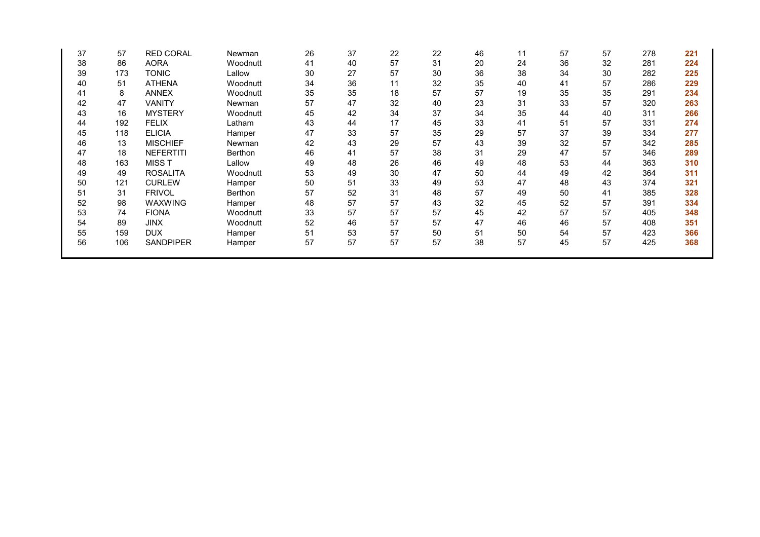| | | | | | | | | | | | | | |
|---|---|---|---|---|---|---|---|---|---|---|---|---|---|
| 37 | 57 | RED CORAL | Newman | 26 | 37 | 22 | 22 | 46 | 11 | 57 | 57 | 278 | **221** |
| 38 | 86 | AORA | Woodnutt | 41 | 40 | 57 | 31 | 20 | 24 | 36 | 32 | 281 | **224** |
| 39 | 173 | TONIC | Lallow | 30 | 27 | 57 | 30 | 36 | 38 | 34 | 30 | 282 | **225** |
| 40 | 51 | ATHENA | Woodnutt | 34 | 36 | 11 | 32 | 35 | 40 | 41 | 57 | 286 | **229** |
| 41 | 8 | ANNEX | Woodnutt | 35 | 35 | 18 | 57 | 57 | 19 | 35 | 35 | 291 | **234** |
| 42 | 47 | VANITY | Newman | 57 | 47 | 32 | 40 | 23 | 31 | 33 | 57 | 320 | **263** |
| 43 | 16 | MYSTERY | Woodnutt | 45 | 42 | 34 | 37 | 34 | 35 | 44 | 40 | 311 | **266** |
| 44 | 192 | FELIX | Latham | 43 | 44 | 17 | 45 | 33 | 41 | 51 | 57 | 331 | **274** |
| 45 | 118 | ELICIA | Hamper | 47 | 33 | 57 | 35 | 29 | 57 | 37 | 39 | 334 | **277** |
| 46 | 13 | MISCHIEF | Newman | 42 | 43 | 29 | 57 | 43 | 39 | 32 | 57 | 342 | **285** |
| 47 | 18 | NEFERTITI | Berthon | 46 | 41 | 57 | 38 | 31 | 29 | 47 | 57 | 346 | **289** |
| 48 | 163 | MISS T | Lallow | 49 | 48 | 26 | 46 | 49 | 48 | 53 | 44 | 363 | **310** |
| 49 | 49 | ROSALITA | Woodnutt | 53 | 49 | 30 | 47 | 50 | 44 | 49 | 42 | 364 | **311** |
| 50 | 121 | CURLEW | Hamper | 50 | 51 | 33 | 49 | 53 | 47 | 48 | 43 | 374 | **321** |
| 51 | 31 | FRIVOL | Berthon | 57 | 52 | 31 | 48 | 57 | 49 | 50 | 41 | 385 | **328** |
| 52 | 98 | WAXWING | Hamper | 48 | 57 | 57 | 43 | 32 | 45 | 52 | 57 | 391 | **334** |
| 53 | 74 | FIONA | Woodnutt | 33 | 57 | 57 | 57 | 45 | 42 | 57 | 57 | 405 | **348** |
| 54 | 89 | JINX | Woodnutt | 52 | 46 | 57 | 57 | 47 | 46 | 46 | 57 | 408 | **351** |
| 55 | 159 | DUX | Hamper | 51 | 53 | 57 | 50 | 51 | 50 | 54 | 57 | 423 | **366** |
| 56 | 106 | SANDPIPER | Hamper | 57 | 57 | 57 | 57 | 38 | 57 | 45 | 57 | 425 | **368** |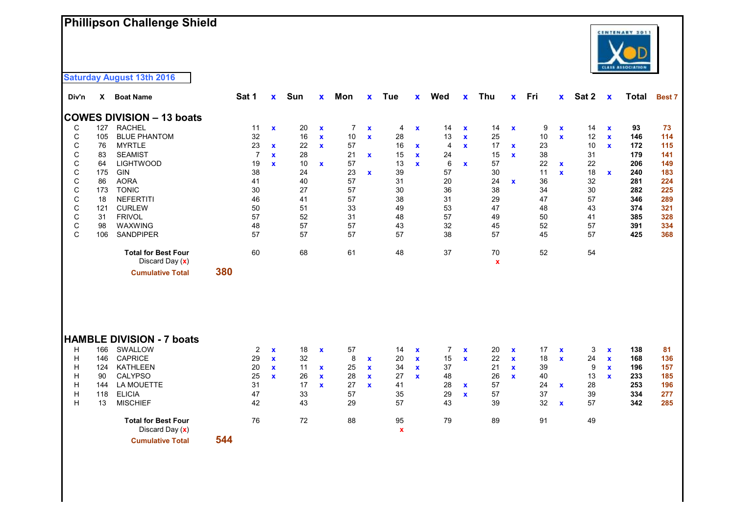# Phillipson Challenge Shield

Saturday August 13th 2016

| Div'n | X | Boat Name | Sat 1 | x | Sun | x | Mon | x | Tue | x | Wed | x | Thu | x | Fri | x | Sat 2 | x | Total | Best 7 |
|---|---|---|---|---|---|---|---|---|---|---|---|---|---|---|---|---|---|---|---|---|
| **COWES DIVISION – 13 boats** | | | | | | | | | | | | | | | | | | | | |
| C | 127 | RACHEL | 11 | x | 20 | x | 7 | x | 4 | x | 14 | x | 14 | x | 9 | x | 14 | x | 93 | 73 |
| C | 105 | BLUE PHANTOM | 32 | | 16 | x | 10 | x | 28 | | 13 | x | 25 | | 10 | x | 12 | x | 146 | 114 |
| C | 76 | MYRTLE | 23 | x | 22 | x | 57 | | 16 | x | 4 | x | 17 | x | 23 | | 10 | x | 172 | 115 |
| C | 83 | SEAMIST | 7 | x | 28 | | 21 | x | 15 | x | 24 | | 15 | x | 38 | | 31 | | 179 | 141 |
| C | 64 | LIGHTWOOD | 19 | x | 10 | x | 57 | | 13 | x | 6 | x | 57 | | 22 | x | 22 | | 206 | 149 |
| C | 175 | GIN | 38 | | 24 | | 23 | x | 39 | | 57 | | 30 | | 11 | x | 18 | x | 240 | 183 |
| C | 86 | AORA | 41 | | 40 | | 57 | | 31 | | 20 | | 24 | x | 36 | | 32 | | 281 | 224 |
| C | 173 | TONIC | 30 | | 27 | | 57 | | 30 | | 36 | | 38 | | 34 | | 30 | | 282 | 225 |
| C | 18 | NEFERTITI | 46 | | 41 | | 57 | | 38 | | 31 | | 29 | | 47 | | 57 | | 346 | 289 |
| C | 121 | CURLEW | 50 | | 51 | | 33 | | 49 | | 53 | | 47 | | 48 | | 43 | | 374 | 321 |
| C | 31 | FRIVOL | 57 | | 52 | | 31 | | 48 | | 57 | | 49 | | 50 | | 41 | | 385 | 328 |
| C | 98 | WAXWING | 48 | | 57 | | 57 | | 43 | | 32 | | 45 | | 52 | | 57 | | 391 | 334 |
| C | 106 | SANDPIPER | 57 | | 57 | | 57 | | 57 | | 38 | | 57 | | 45 | | 57 | | 425 | 368 |
| | | **Total for Best Four** | 60 | | 68 | | 61 | | 48 | | 37 | | 70 | | 52 | | 54 | | | |
| | | Discard Day (x) | | | | | | | | | | | x | | | | | | | |
| | | **Cumulative Total** | **380** | | | | | | | | | | | | | | | | | |

| Div'n | X | Boat Name | Sat 1 | x | Sun | x | Mon | x | Tue | x | Wed | x | Thu | x | Fri | x | Sat 2 | x | Total | Best 7 |
|---|---|---|---|---|---|---|---|---|---|---|---|---|---|---|---|---|---|---|---|---|
| **HAMBLE DIVISION - 7 boats** | | | | | | | | | | | | | | | | | | | | |
| H | 166 | SWALLOW | 2 | x | 18 | x | 57 | | 14 | x | 7 | x | 20 | x | 17 | x | 3 | x | 138 | 81 |
| H | 146 | CAPRICE | 29 | x | 32 | | 8 | x | 20 | x | 15 | x | 22 | x | 18 | x | 24 | x | 168 | 136 |
| H | 124 | KATHLEEN | 20 | x | 11 | x | 25 | x | 34 | x | 37 | | 21 | x | 39 | | 9 | x | 196 | 157 |
| H | 90 | CALYPSO | 25 | x | 26 | x | 28 | x | 27 | x | 48 | | 26 | x | 40 | | 13 | x | 233 | 185 |
| H | 144 | LA MOUETTE | 31 | | 17 | x | 27 | x | 41 | | 28 | x | 57 | | 24 | x | 28 | | 253 | 196 |
| H | 118 | ELICIA | 47 | | 33 | | 57 | | 35 | | 29 | x | 57 | | 37 | | 39 | | 334 | 277 |
| H | 13 | MISCHIEF | 42 | | 43 | | 29 | | 57 | | 43 | | 39 | | 32 | x | 57 | | 342 | 285 |
| | | **Total for Best Four** | 76 | | 72 | | 88 | | 95 | | 79 | | 89 | | 91 | | 49 | | | |
| | | Discard Day (x) | | | | | | | x | | | | | | | | | | | |
| | | **Cumulative Total** | **544** | | | | | | | | | | | | | | | | | |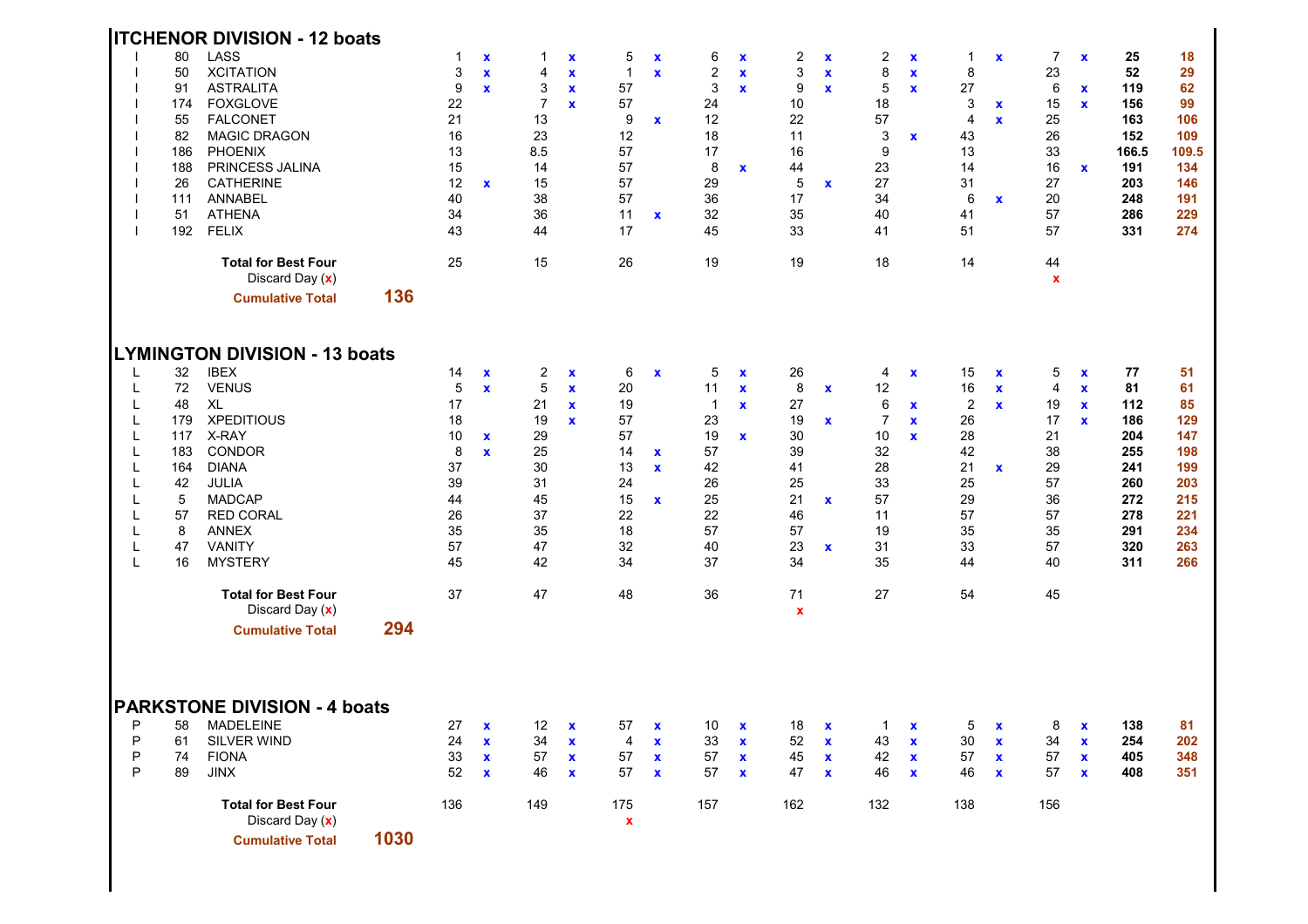## ITCHENOR DIVISION - 12 boats

| | | | | | | | | | | | | | | | | | | | |
|---|---|---|---|---|---|---|---|---|---|---|---|---|---|---|---|---|---|---|---|
| I | 80 | LASS | 1 | x | 1 | x | 5 | x | 6 | x | 2 | x | 2 | x | 1 | x | 7 | x | 25 | 18 |
| I | 50 | XCITATION | 3 | x | 4 | x | 1 | x | 2 | x | 3 | x | 8 | x | 8 | | 23 | | 52 | 29 |
| I | 91 | ASTRALITA | 9 | x | 3 | x | 57 | | 3 | x | 9 | x | 5 | x | 27 | | 6 | x | 119 | 62 |
| I | 174 | FOXGLOVE | 22 | | 7 | x | 57 | | 24 | | 10 | | 18 | | 3 | x | 15 | x | 156 | 99 |
| I | 55 | FALCONET | 21 | | 13 | | 9 | x | 12 | | 22 | | 57 | | 4 | x | 25 | | 163 | 106 |
| I | 82 | MAGIC DRAGON | 16 | | 23 | | 12 | | 18 | | 11 | | 3 | x | 43 | | 26 | | 152 | 109 |
| I | 186 | PHOENIX | 13 | | 8.5 | | 57 | | 17 | | 16 | | 9 | | 13 | | 33 | | 166.5 | 109.5 |
| I | 188 | PRINCESS JALINA | 15 | | 14 | | 57 | | 8 | x | 44 | | 23 | | 14 | | 16 | x | 191 | 134 |
| I | 26 | CATHERINE | 12 | x | 15 | | 57 | | 29 | | 5 | x | 27 | | 31 | | 27 | | 203 | 146 |
| I | 111 | ANNABEL | 40 | | 38 | | 57 | | 36 | | 17 | | 34 | | 6 | x | 20 | | 248 | 191 |
| I | 51 | ATHENA | 34 | | 36 | | 11 | x | 32 | | 35 | | 40 | | 41 | | 57 | | 286 | 229 |
| I | 192 | FELIX | 43 | | 44 | | 17 | | 45 | | 33 | | 41 | | 51 | | 57 | | 331 | 274 |
| | | **Total for Best Four** | 25 | | 15 | | 26 | | 19 | | 19 | | 18 | | 14 | | 44 | | | |
| | | Discard Day (x) | | | | | | | | | | | | | | | x | | | |
| | | **Cumulative Total** | **136** | | | | | | | | | | | | | | | | | |

## LYMINGTON DIVISION - 13 boats

| | | | | | | | | | | | | | | | | | | | | |
|---|---|---|---|---|---|---|---|---|---|---|---|---|---|---|---|---|---|---|---|---|
| L | 32 | IBEX | 14 | x | 2 | x | 6 | x | 5 | x | 26 | | 4 | x | 15 | x | 5 | x | 77 | 51 |
| L | 72 | VENUS | 5 | x | 5 | x | 20 | | 11 | x | 8 | x | 12 | | 16 | x | 4 | x | 81 | 61 |
| L | 48 | XL | 17 | | 21 | x | 19 | | 1 | x | 27 | | 6 | x | 2 | x | 19 | x | 112 | 85 |
| L | 179 | XPEDITIOUS | 18 | | 19 | x | 57 | | 23 | | 19 | x | 7 | x | 26 | | 17 | x | 186 | 129 |
| L | 117 | X-RAY | 10 | x | 29 | | 57 | | 19 | x | 30 | | 10 | x | 28 | | 21 | | 204 | 147 |
| L | 183 | CONDOR | 8 | x | 25 | | 14 | x | 57 | | 39 | | 32 | | 42 | | 38 | | 255 | 198 |
| L | 164 | DIANA | 37 | | 30 | | 13 | x | 42 | | 41 | | 28 | | 21 | x | 29 | | 241 | 199 |
| L | 42 | JULIA | 39 | | 31 | | 24 | | 26 | | 25 | | 33 | | 25 | | 57 | | 260 | 203 |
| L | 5 | MADCAP | 44 | | 45 | | 15 | x | 25 | | 21 | x | 57 | | 29 | | 36 | | 272 | 215 |
| L | 57 | RED CORAL | 26 | | 37 | | 22 | | 22 | | 46 | | 11 | | 57 | | 57 | | 278 | 221 |
| L | 8 | ANNEX | 35 | | 35 | | 18 | | 57 | | 57 | | 19 | | 35 | | 35 | | 291 | 234 |
| L | 47 | VANITY | 57 | | 47 | | 32 | | 40 | | 23 | x | 31 | | 33 | | 57 | | 320 | 263 |
| L | 16 | MYSTERY | 45 | | 42 | | 34 | | 37 | | 34 | | 35 | | 44 | | 40 | | 311 | 266 |
| | | **Total for Best Four** | 37 | | 47 | | 48 | | 36 | | 71 | | 27 | | 54 | | 45 | | | |
| | | Discard Day (x) | | | | | | | | | x | | | | | | | | | |
| | | **Cumulative Total** | **294** | | | | | | | | | | | | | | | | | |

## PARKSTONE DIVISION - 4 boats

| | | | | | | | | | | | | | | | | | | | | |
|---|---|---|---|---|---|---|---|---|---|---|---|---|---|---|---|---|---|---|---|---|
| P | 58 | MADELEINE | 27 | x | 12 | x | 57 | x | 10 | x | 18 | x | 1 | x | 5 | x | 8 | x | 138 | 81 |
| P | 61 | SILVER WIND | 24 | x | 34 | x | 4 | x | 33 | x | 52 | x | 43 | x | 30 | x | 34 | x | 254 | 202 |
| P | 74 | FIONA | 33 | x | 57 | x | 57 | x | 57 | x | 45 | x | 42 | x | 57 | x | 57 | x | 405 | 348 |
| P | 89 | JINX | 52 | x | 46 | x | 57 | x | 57 | x | 47 | x | 46 | x | 46 | x | 57 | x | 408 | 351 |
| | | **Total for Best Four** | 136 | | 149 | | 175 | | 157 | | 162 | | 132 | | 138 | | 156 | | | |
| | | Discard Day (x) | | | | | x | | | | | | | | | | | | | |
| | | **Cumulative Total** | **1030** | | | | | | | | | | | | | | | | | |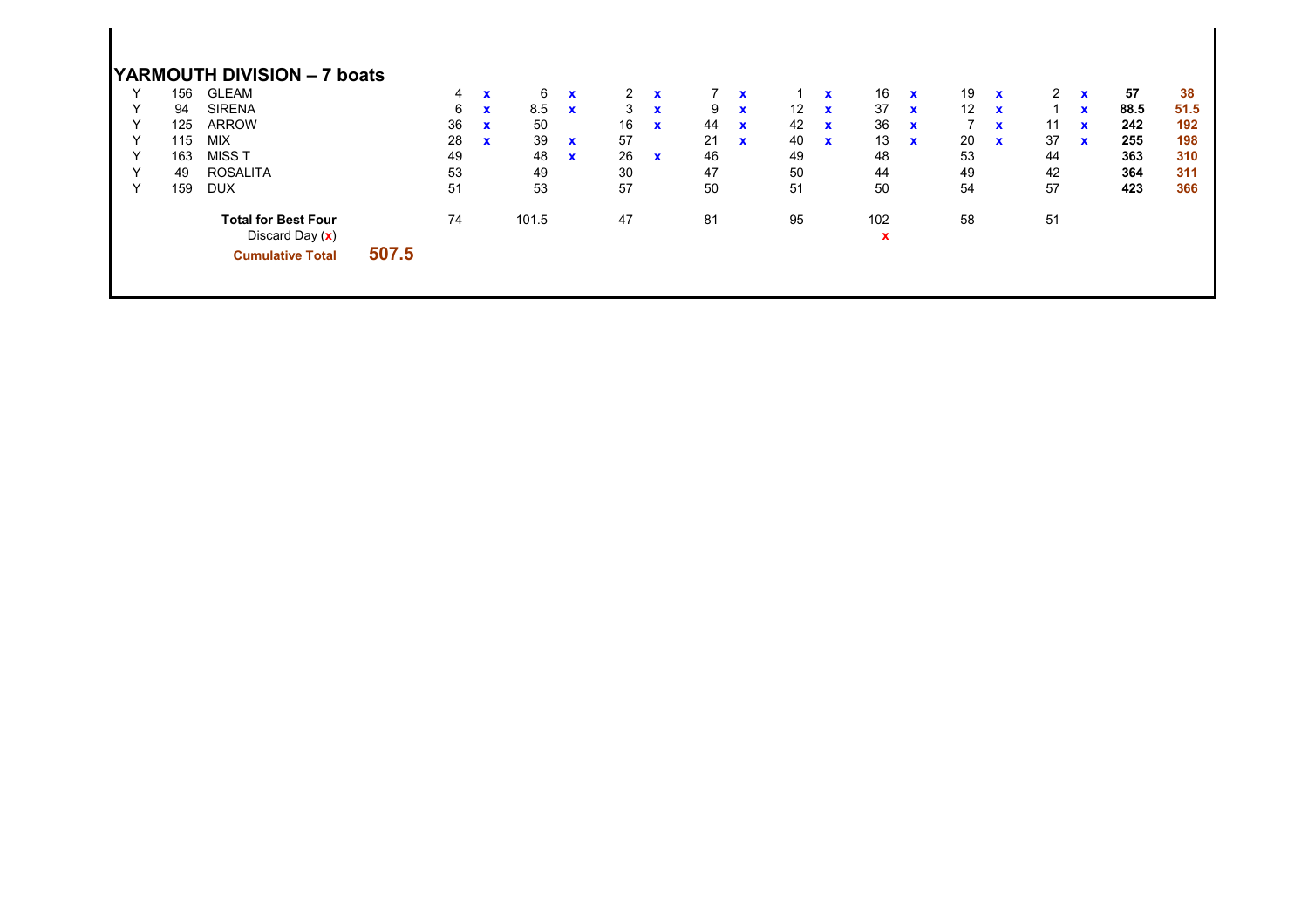## YARMOUTH DIVISION – 7 boats

| | | | | | | | | | | | | | | | | | | | |
|---|---|---|---|---|---|---|---|---|---|---|---|---|---|---|---|---|---|---|---|
| Y | 156 | GLEAM | 4 | x | 6 | x | 2 | x | 7 | x | 1 | x | 16 | x | 19 | x | 2 | x | **57** | **38** |
| Y | 94 | SIRENA | 6 | x | 8.5 | x | 3 | x | 9 | x | 12 | x | 37 | x | 12 | x | 1 | x | **88.5** | **51.5** |
| Y | 125 | ARROW | 36 | x | 50 | | 16 | x | 44 | x | 42 | x | 36 | x | 7 | x | 11 | x | **242** | **192** |
| Y | 115 | MIX | 28 | x | 39 | x | 57 | | 21 | x | 40 | x | 13 | x | 20 | x | 37 | x | **255** | **198** |
| Y | 163 | MISS T | 49 | | 48 | x | 26 | x | 46 | | 49 | | 48 | | 53 | | 44 | | **363** | **310** |
| Y | 49 | ROSALITA | 53 | | 49 | | 30 | | 47 | | 50 | | 44 | | 49 | | 42 | | **364** | **311** |
| Y | 159 | DUX | 51 | | 53 | | 57 | | 50 | | 51 | | 50 | | 54 | | 57 | | **423** | **366** |
| | | **Total for Best Four** | 74 | | 101.5 | | 47 | | 81 | | 95 | | 102 | | 58 | | 51 | | | |
| | | Discard Day (x) | | | | | | | | | | | x | | | | | | | |
| | | **Cumulative Total** **507.5** | | | | | | | | | | | | | | | | | | |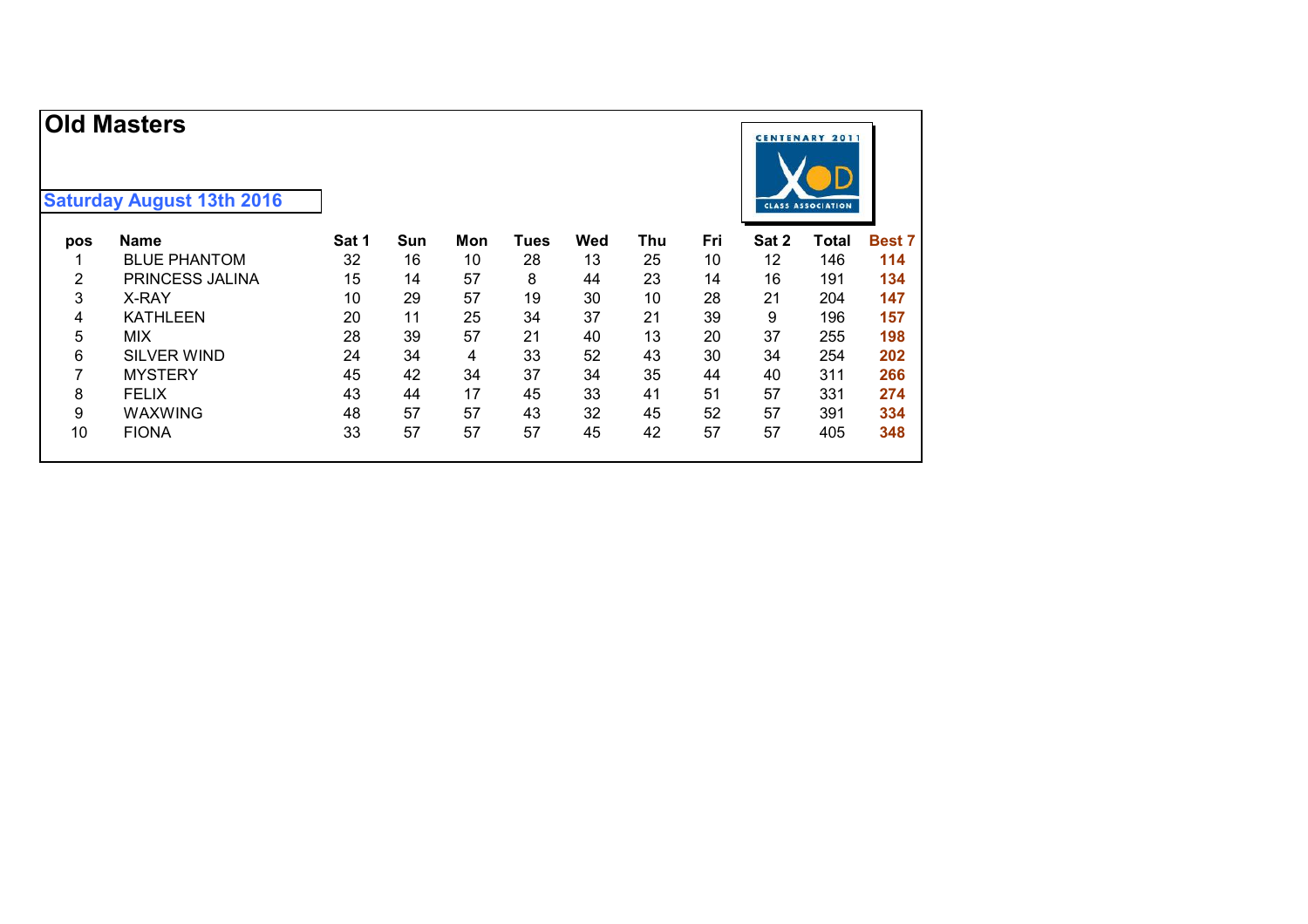# Old Masters

**Saturday August 13th 2016**

| pos | Name | Sat 1 | Sun | Mon | Tues | Wed | Thu | Fri | Sat 2 | Total | Best 7 |
|---|---|---|---|---|---|---|---|---|---|---|---|
| 1 | BLUE PHANTOM | 32 | 16 | 10 | 28 | 13 | 25 | 10 | 12 | 146 | **114** |
| 2 | PRINCESS JALINA | 15 | 14 | 57 | 8 | 44 | 23 | 14 | 16 | 191 | **134** |
| 3 | X-RAY | 10 | 29 | 57 | 19 | 30 | 10 | 28 | 21 | 204 | **147** |
| 4 | KATHLEEN | 20 | 11 | 25 | 34 | 37 | 21 | 39 | 9 | 196 | **157** |
| 5 | MIX | 28 | 39 | 57 | 21 | 40 | 13 | 20 | 37 | 255 | **198** |
| 6 | SILVER WIND | 24 | 34 | 4 | 33 | 52 | 43 | 30 | 34 | 254 | **202** |
| 7 | MYSTERY | 45 | 42 | 34 | 37 | 34 | 35 | 44 | 40 | 311 | **266** |
| 8 | FELIX | 43 | 44 | 17 | 45 | 33 | 41 | 51 | 57 | 331 | **274** |
| 9 | WAXWING | 48 | 57 | 57 | 43 | 32 | 45 | 52 | 57 | 391 | **334** |
| 10 | FIONA | 33 | 57 | 57 | 57 | 45 | 42 | 57 | 57 | 405 | **348** |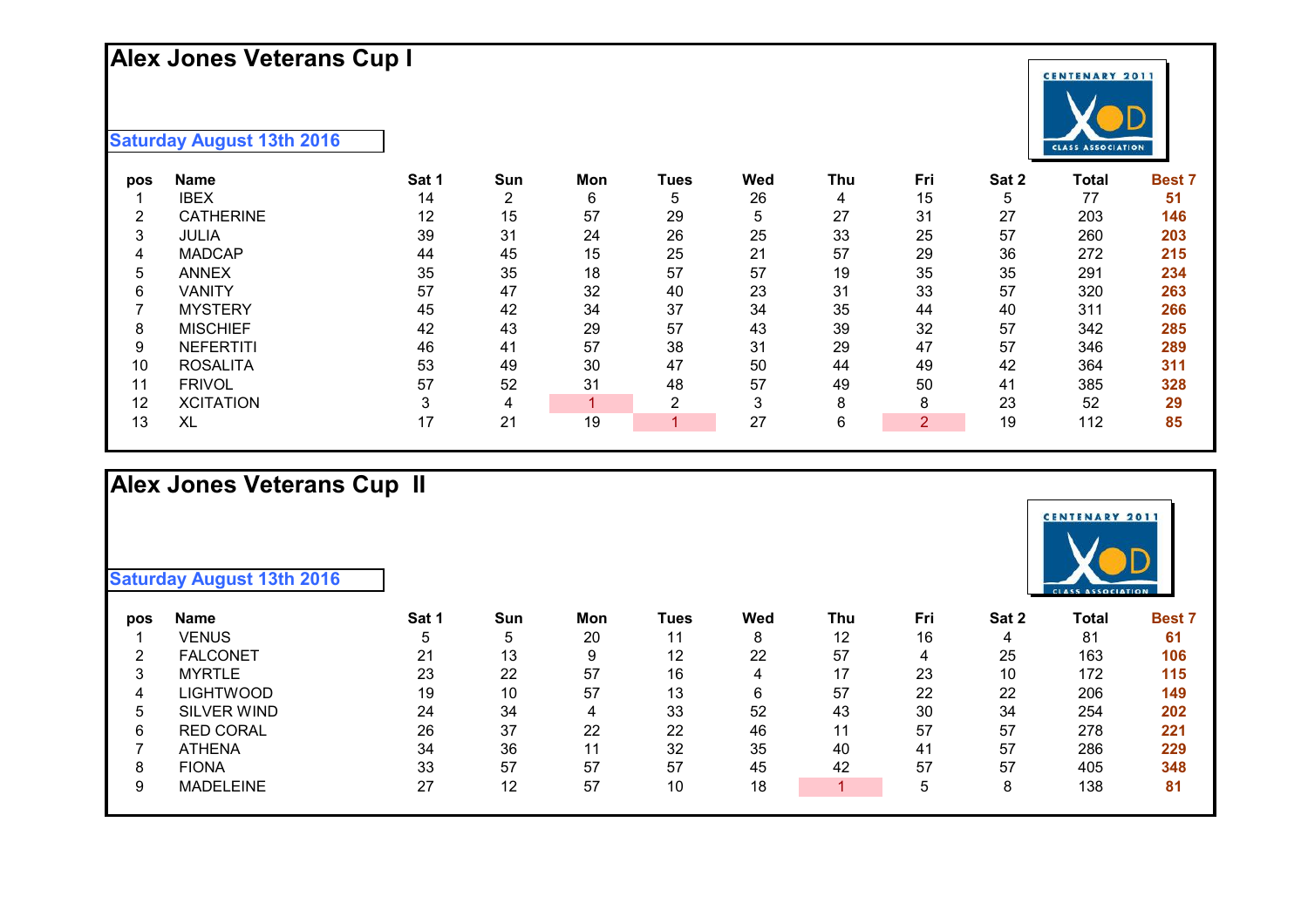## Alex Jones Veterans Cup I

**Saturday August 13th 2016**

| pos | Name | Sat 1 | Sun | Mon | Tues | Wed | Thu | Fri | Sat 2 | Total | Best 7 |
|---|---|---|---|---|---|---|---|---|---|---|---|
| 1 | IBEX | 14 | 2 | 6 | 5 | 26 | 4 | 15 | 5 | 77 | **51** |
| 2 | CATHERINE | 12 | 15 | 57 | 29 | 5 | 27 | 31 | 27 | 203 | **146** |
| 3 | JULIA | 39 | 31 | 24 | 26 | 25 | 33 | 25 | 57 | 260 | **203** |
| 4 | MADCAP | 44 | 45 | 15 | 25 | 21 | 57 | 29 | 36 | 272 | **215** |
| 5 | ANNEX | 35 | 35 | 18 | 57 | 57 | 19 | 35 | 35 | 291 | **234** |
| 6 | VANITY | 57 | 47 | 32 | 40 | 23 | 31 | 33 | 57 | 320 | **263** |
| 7 | MYSTERY | 45 | 42 | 34 | 37 | 34 | 35 | 44 | 40 | 311 | **266** |
| 8 | MISCHIEF | 42 | 43 | 29 | 57 | 43 | 39 | 32 | 57 | 342 | **285** |
| 9 | NEFERTITI | 46 | 41 | 57 | 38 | 31 | 29 | 47 | 57 | 346 | **289** |
| 10 | ROSALITA | 53 | 49 | 30 | 47 | 50 | 44 | 49 | 42 | 364 | **311** |
| 11 | FRIVOL | 57 | 52 | 31 | 48 | 57 | 49 | 50 | 41 | 385 | **328** |
| 12 | XCITATION | 3 | 4 | 1 | 2 | 3 | 8 | 8 | 23 | 52 | **29** |
| 13 | XL | 17 | 21 | 19 | 1 | 27 | 6 | 2 | 19 | 112 | **85** |

## Alex Jones Veterans Cup II

**Saturday August 13th 2016**

| pos | Name | Sat 1 | Sun | Mon | Tues | Wed | Thu | Fri | Sat 2 | Total | Best 7 |
|---|---|---|---|---|---|---|---|---|---|---|---|
| 1 | VENUS | 5 | 5 | 20 | 11 | 8 | 12 | 16 | 4 | 81 | **61** |
| 2 | FALCONET | 21 | 13 | 9 | 12 | 22 | 57 | 4 | 25 | 163 | **106** |
| 3 | MYRTLE | 23 | 22 | 57 | 16 | 4 | 17 | 23 | 10 | 172 | **115** |
| 4 | LIGHTWOOD | 19 | 10 | 57 | 13 | 6 | 57 | 22 | 22 | 206 | **149** |
| 5 | SILVER WIND | 24 | 34 | 4 | 33 | 52 | 43 | 30 | 34 | 254 | **202** |
| 6 | RED CORAL | 26 | 37 | 22 | 22 | 46 | 11 | 57 | 57 | 278 | **221** |
| 7 | ATHENA | 34 | 36 | 11 | 32 | 35 | 40 | 41 | 57 | 286 | **229** |
| 8 | FIONA | 33 | 57 | 57 | 57 | 45 | 42 | 57 | 57 | 405 | **348** |
| 9 | MADELEINE | 27 | 12 | 57 | 10 | 18 | 1 | 5 | 8 | 138 | **81** |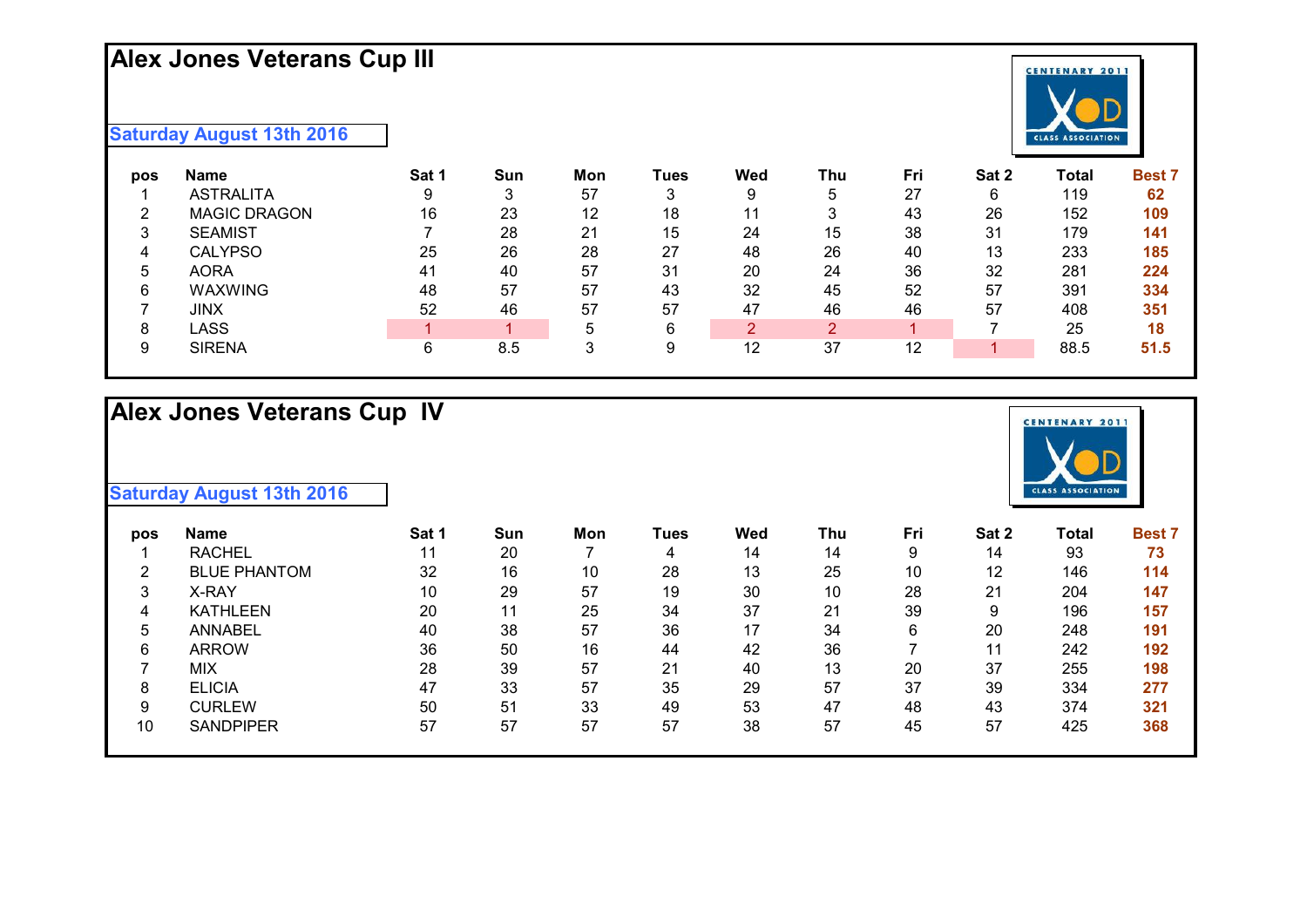# Alex Jones Veterans Cup III

**Saturday August 13th 2016**

| pos | Name | Sat 1 | Sun | Mon | Tues | Wed | Thu | Fri | Sat 2 | Total | Best 7 |
|---|---|---|---|---|---|---|---|---|---|---|---|
| 1 | ASTRALITA | 9 | 3 | 57 | 3 | 9 | 5 | 27 | 6 | 119 | **62** |
| 2 | MAGIC DRAGON | 16 | 23 | 12 | 18 | 11 | 3 | 43 | 26 | 152 | **109** |
| 3 | SEAMIST | 7 | 28 | 21 | 15 | 24 | 15 | 38 | 31 | 179 | **141** |
| 4 | CALYPSO | 25 | 26 | 28 | 27 | 48 | 26 | 40 | 13 | 233 | **185** |
| 5 | AORA | 41 | 40 | 57 | 31 | 20 | 24 | 36 | 32 | 281 | **224** |
| 6 | WAXWING | 48 | 57 | 57 | 43 | 32 | 45 | 52 | 57 | 391 | **334** |
| 7 | JINX | 52 | 46 | 57 | 57 | 47 | 46 | 46 | 57 | 408 | **351** |
| 8 | LASS | 1 | 1 | 5 | 6 | 2 | 2 | 1 | 7 | 25 | **18** |
| 9 | SIRENA | 6 | 8.5 | 3 | 9 | 12 | 37 | 12 | 1 | 88.5 | **51.5** |

# Alex Jones Veterans Cup IV

**Saturday August 13th 2016**

| pos | Name | Sat 1 | Sun | Mon | Tues | Wed | Thu | Fri | Sat 2 | Total | Best 7 |
|---|---|---|---|---|---|---|---|---|---|---|---|
| 1 | RACHEL | 11 | 20 | 7 | 4 | 14 | 14 | 9 | 14 | 93 | **73** |
| 2 | BLUE PHANTOM | 32 | 16 | 10 | 28 | 13 | 25 | 10 | 12 | 146 | **114** |
| 3 | X-RAY | 10 | 29 | 57 | 19 | 30 | 10 | 28 | 21 | 204 | **147** |
| 4 | KATHLEEN | 20 | 11 | 25 | 34 | 37 | 21 | 39 | 9 | 196 | **157** |
| 5 | ANNABEL | 40 | 38 | 57 | 36 | 17 | 34 | 6 | 20 | 248 | **191** |
| 6 | ARROW | 36 | 50 | 16 | 44 | 42 | 36 | 7 | 11 | 242 | **192** |
| 7 | MIX | 28 | 39 | 57 | 21 | 40 | 13 | 20 | 37 | 255 | **198** |
| 8 | ELICIA | 47 | 33 | 57 | 35 | 29 | 57 | 37 | 39 | 334 | **277** |
| 9 | CURLEW | 50 | 51 | 33 | 49 | 53 | 47 | 48 | 43 | 374 | **321** |
| 10 | SANDPIPER | 57 | 57 | 57 | 57 | 38 | 57 | 45 | 57 | 425 | **368** |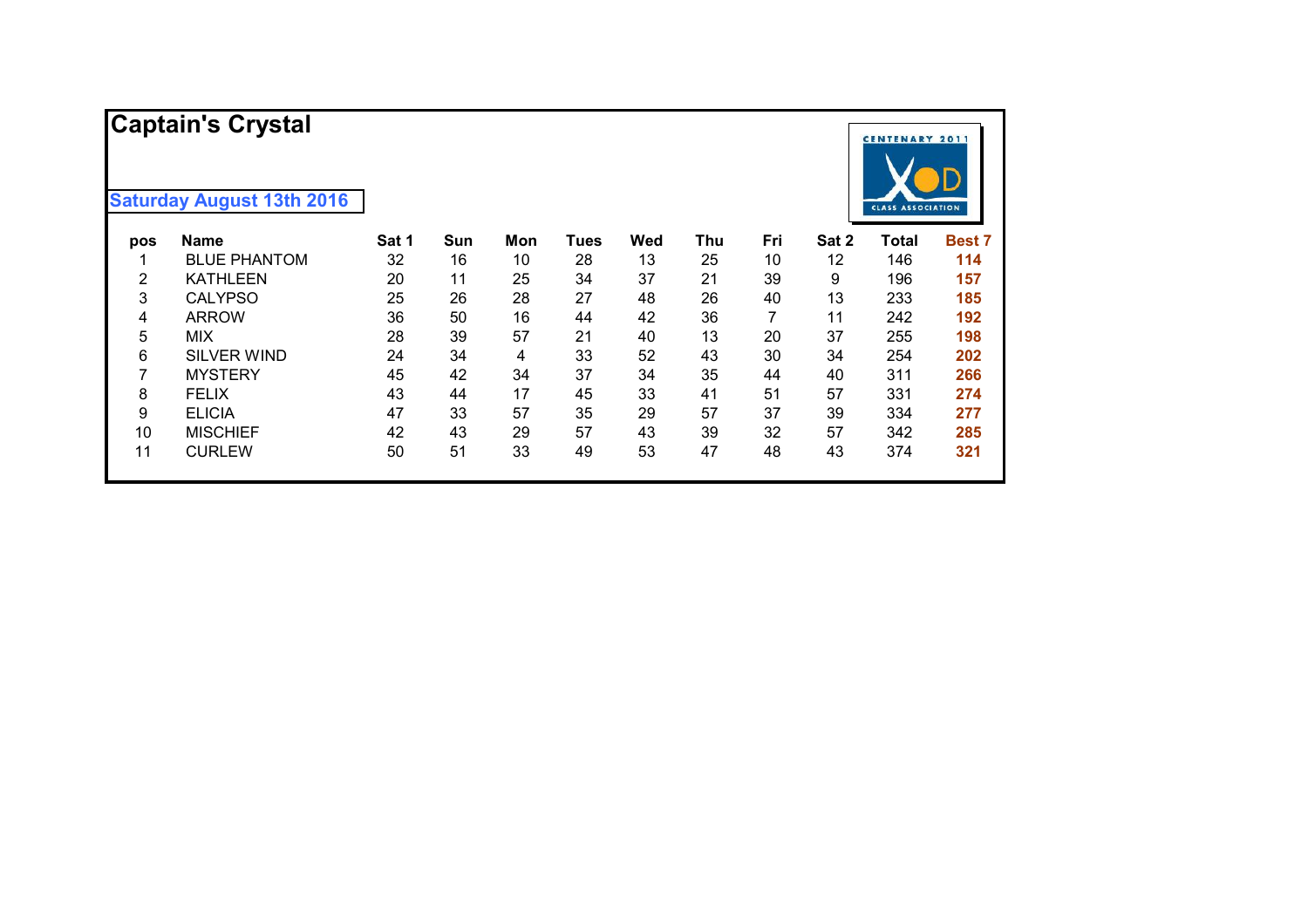# Captain's Crystal

**Saturday August 13th 2016**

| pos | Name | Sat 1 | Sun | Mon | Tues | Wed | Thu | Fri | Sat 2 | Total | Best 7 |
|---|---|---|---|---|---|---|---|---|---|---|---|
| 1 | BLUE PHANTOM | 32 | 16 | 10 | 28 | 13 | 25 | 10 | 12 | 146 | **114** |
| 2 | KATHLEEN | 20 | 11 | 25 | 34 | 37 | 21 | 39 | 9 | 196 | **157** |
| 3 | CALYPSO | 25 | 26 | 28 | 27 | 48 | 26 | 40 | 13 | 233 | **185** |
| 4 | ARROW | 36 | 50 | 16 | 44 | 42 | 36 | 7 | 11 | 242 | **192** |
| 5 | MIX | 28 | 39 | 57 | 21 | 40 | 13 | 20 | 37 | 255 | **198** |
| 6 | SILVER WIND | 24 | 34 | 4 | 33 | 52 | 43 | 30 | 34 | 254 | **202** |
| 7 | MYSTERY | 45 | 42 | 34 | 37 | 34 | 35 | 44 | 40 | 311 | **266** |
| 8 | FELIX | 43 | 44 | 17 | 45 | 33 | 41 | 51 | 57 | 331 | **274** |
| 9 | ELICIA | 47 | 33 | 57 | 35 | 29 | 57 | 37 | 39 | 334 | **277** |
| 10 | MISCHIEF | 42 | 43 | 29 | 57 | 43 | 39 | 32 | 57 | 342 | **285** |
| 11 | CURLEW | 50 | 51 | 33 | 49 | 53 | 47 | 48 | 43 | 374 | **321** |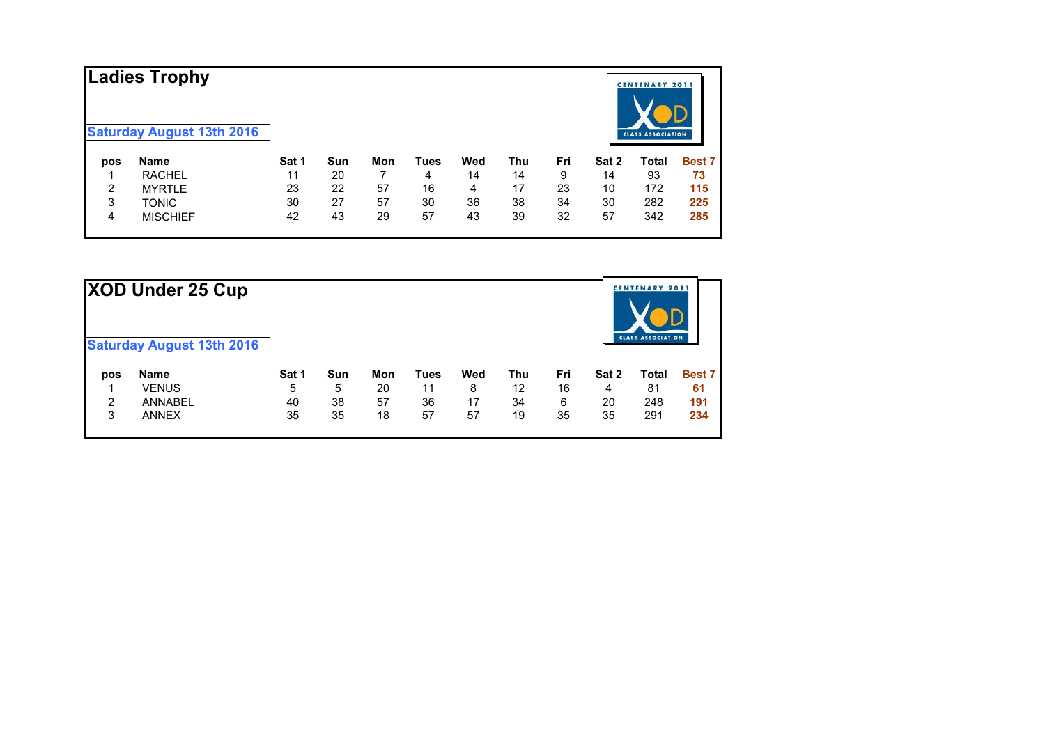## Ladies Trophy

**Saturday August 13th 2016**

CENTENARY 2011 XOD CLASS ASSOCIATION

| pos | Name | Sat 1 | Sun | Mon | Tues | Wed | Thu | Fri | Sat 2 | Total | Best 7 |
|---|---|---|---|---|---|---|---|---|---|---|---|
| 1 | RACHEL | 11 | 20 | 7 | 4 | 14 | 14 | 9 | 14 | 93 | **73** |
| 2 | MYRTLE | 23 | 22 | 57 | 16 | 4 | 17 | 23 | 10 | 172 | **115** |
| 3 | TONIC | 30 | 27 | 57 | 30 | 36 | 38 | 34 | 30 | 282 | **225** |
| 4 | MISCHIEF | 42 | 43 | 29 | 57 | 43 | 39 | 32 | 57 | 342 | **285** |

## XOD Under 25 Cup

**Saturday August 13th 2016**

CENTENARY 2011 XOD CLASS ASSOCIATION

| pos | Name | Sat 1 | Sun | Mon | Tues | Wed | Thu | Fri | Sat 2 | Total | Best 7 |
|---|---|---|---|---|---|---|---|---|---|---|---|
| 1 | VENUS | 5 | 5 | 20 | 11 | 8 | 12 | 16 | 4 | 81 | **61** |
| 2 | ANNABEL | 40 | 38 | 57 | 36 | 17 | 34 | 6 | 20 | 248 | **191** |
| 3 | ANNEX | 35 | 35 | 18 | 57 | 57 | 19 | 35 | 35 | 291 | **234** |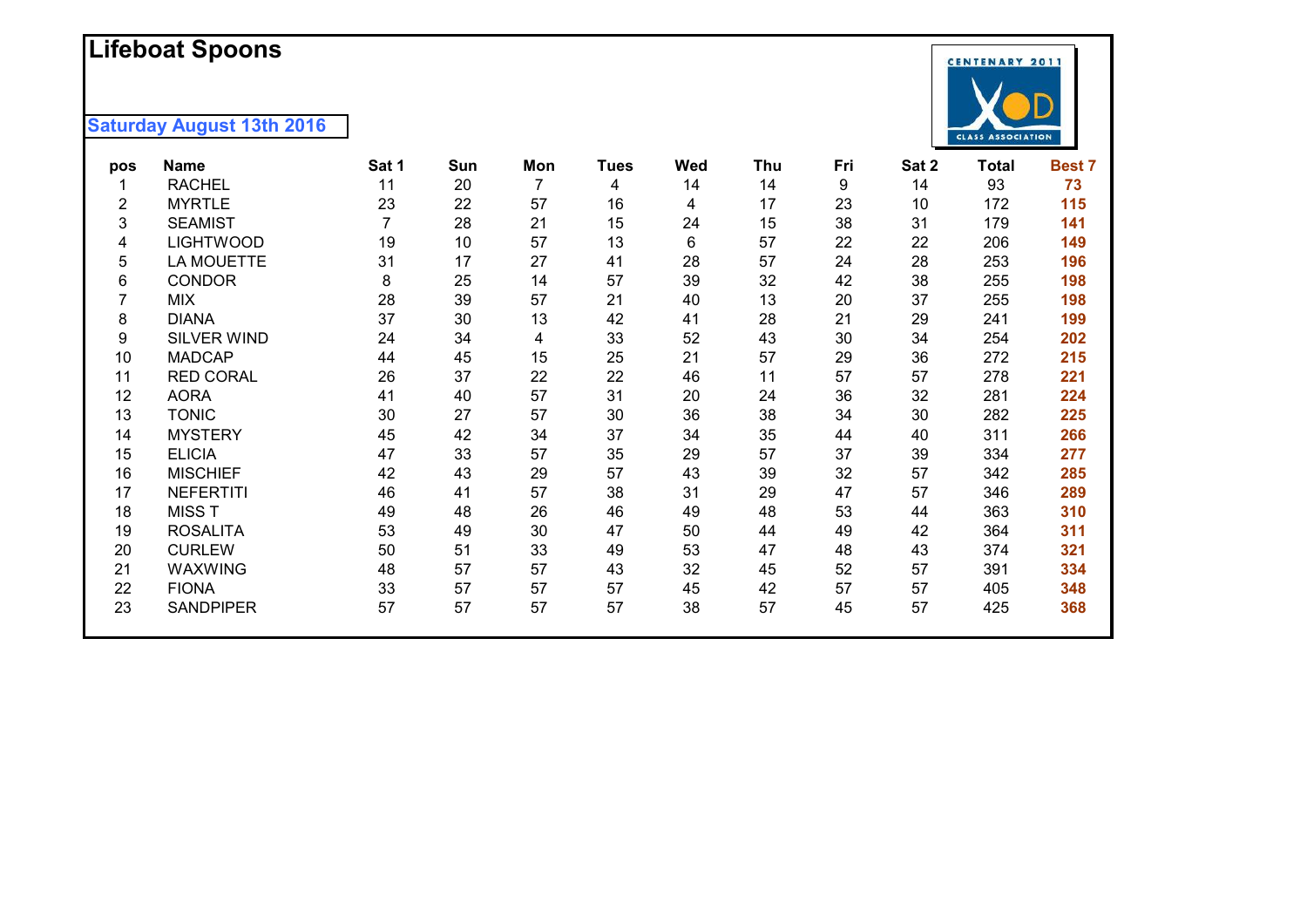# Lifeboat Spoons

**Saturday August 13th 2016**

| pos | Name | Sat 1 | Sun | Mon | Tues | Wed | Thu | Fri | Sat 2 | Total | Best 7 |
|---|---|---|---|---|---|---|---|---|---|---|---|
| 1 | RACHEL | 11 | 20 | 7 | 4 | 14 | 14 | 9 | 14 | 93 | **73** |
| 2 | MYRTLE | 23 | 22 | 57 | 16 | 4 | 17 | 23 | 10 | 172 | **115** |
| 3 | SEAMIST | 7 | 28 | 21 | 15 | 24 | 15 | 38 | 31 | 179 | **141** |
| 4 | LIGHTWOOD | 19 | 10 | 57 | 13 | 6 | 57 | 22 | 22 | 206 | **149** |
| 5 | LA MOUETTE | 31 | 17 | 27 | 41 | 28 | 57 | 24 | 28 | 253 | **196** |
| 6 | CONDOR | 8 | 25 | 14 | 57 | 39 | 32 | 42 | 38 | 255 | **198** |
| 7 | MIX | 28 | 39 | 57 | 21 | 40 | 13 | 20 | 37 | 255 | **198** |
| 8 | DIANA | 37 | 30 | 13 | 42 | 41 | 28 | 21 | 29 | 241 | **199** |
| 9 | SILVER WIND | 24 | 34 | 4 | 33 | 52 | 43 | 30 | 34 | 254 | **202** |
| 10 | MADCAP | 44 | 45 | 15 | 25 | 21 | 57 | 29 | 36 | 272 | **215** |
| 11 | RED CORAL | 26 | 37 | 22 | 22 | 46 | 11 | 57 | 57 | 278 | **221** |
| 12 | AORA | 41 | 40 | 57 | 31 | 20 | 24 | 36 | 32 | 281 | **224** |
| 13 | TONIC | 30 | 27 | 57 | 30 | 36 | 38 | 34 | 30 | 282 | **225** |
| 14 | MYSTERY | 45 | 42 | 34 | 37 | 34 | 35 | 44 | 40 | 311 | **266** |
| 15 | ELICIA | 47 | 33 | 57 | 35 | 29 | 57 | 37 | 39 | 334 | **277** |
| 16 | MISCHIEF | 42 | 43 | 29 | 57 | 43 | 39 | 32 | 57 | 342 | **285** |
| 17 | NEFERTITI | 46 | 41 | 57 | 38 | 31 | 29 | 47 | 57 | 346 | **289** |
| 18 | MISS T | 49 | 48 | 26 | 46 | 49 | 48 | 53 | 44 | 363 | **310** |
| 19 | ROSALITA | 53 | 49 | 30 | 47 | 50 | 44 | 49 | 42 | 364 | **311** |
| 20 | CURLEW | 50 | 51 | 33 | 49 | 53 | 47 | 48 | 43 | 374 | **321** |
| 21 | WAXWING | 48 | 57 | 57 | 43 | 32 | 45 | 52 | 57 | 391 | **334** |
| 22 | FIONA | 33 | 57 | 57 | 57 | 45 | 42 | 57 | 57 | 405 | **348** |
| 23 | SANDPIPER | 57 | 57 | 57 | 57 | 38 | 57 | 45 | 57 | 425 | **368** |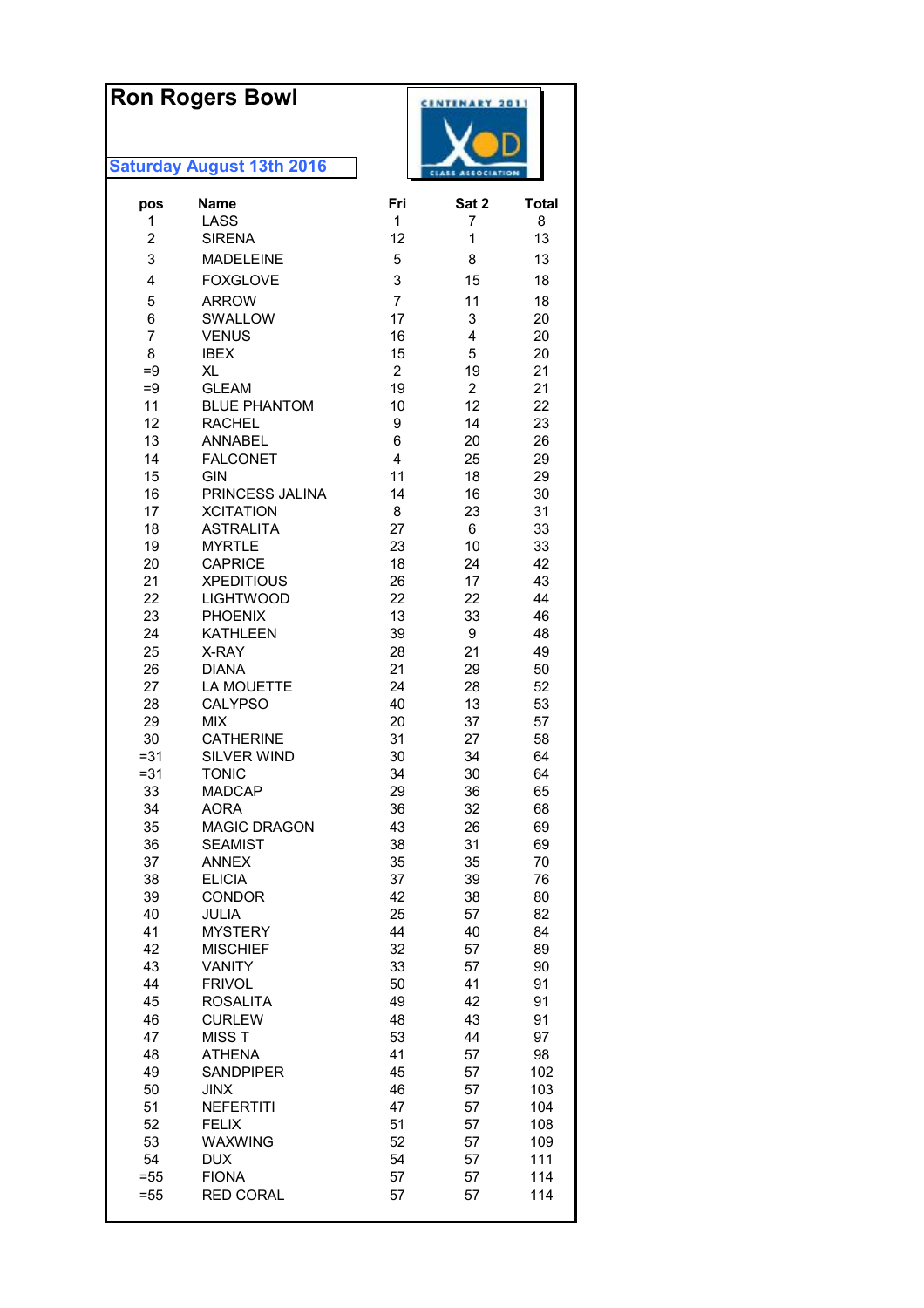# Ron Rogers Bowl

**Saturday August 13th 2016**

CENTENARY 2011 XOD CLASS ASSOCIATION

| pos | Name | Fri | Sat 2 | Total |
|---|---|---|---|---|
| 1 | LASS | 1 | 7 | 8 |
| 2 | SIRENA | 12 | 1 | 13 |
| 3 | MADELEINE | 5 | 8 | 13 |
| 4 | FOXGLOVE | 3 | 15 | 18 |
| 5 | ARROW | 7 | 11 | 18 |
| 6 | SWALLOW | 17 | 3 | 20 |
| 7 | VENUS | 16 | 4 | 20 |
| 8 | IBEX | 15 | 5 | 20 |
| =9 | XL | 2 | 19 | 21 |
| =9 | GLEAM | 19 | 2 | 21 |
| 11 | BLUE PHANTOM | 10 | 12 | 22 |
| 12 | RACHEL | 9 | 14 | 23 |
| 13 | ANNABEL | 6 | 20 | 26 |
| 14 | FALCONET | 4 | 25 | 29 |
| 15 | GIN | 11 | 18 | 29 |
| 16 | PRINCESS JALINA | 14 | 16 | 30 |
| 17 | XCITATION | 8 | 23 | 31 |
| 18 | ASTRALITA | 27 | 6 | 33 |
| 19 | MYRTLE | 23 | 10 | 33 |
| 20 | CAPRICE | 18 | 24 | 42 |
| 21 | XPEDITIOUS | 26 | 17 | 43 |
| 22 | LIGHTWOOD | 22 | 22 | 44 |
| 23 | PHOENIX | 13 | 33 | 46 |
| 24 | KATHLEEN | 39 | 9 | 48 |
| 25 | X-RAY | 28 | 21 | 49 |
| 26 | DIANA | 21 | 29 | 50 |
| 27 | LA MOUETTE | 24 | 28 | 52 |
| 28 | CALYPSO | 40 | 13 | 53 |
| 29 | MIX | 20 | 37 | 57 |
| 30 | CATHERINE | 31 | 27 | 58 |
| =31 | SILVER WIND | 30 | 34 | 64 |
| =31 | TONIC | 34 | 30 | 64 |
| 33 | MADCAP | 29 | 36 | 65 |
| 34 | AORA | 36 | 32 | 68 |
| 35 | MAGIC DRAGON | 43 | 26 | 69 |
| 36 | SEAMIST | 38 | 31 | 69 |
| 37 | ANNEX | 35 | 35 | 70 |
| 38 | ELICIA | 37 | 39 | 76 |
| 39 | CONDOR | 42 | 38 | 80 |
| 40 | JULIA | 25 | 57 | 82 |
| 41 | MYSTERY | 44 | 40 | 84 |
| 42 | MISCHIEF | 32 | 57 | 89 |
| 43 | VANITY | 33 | 57 | 90 |
| 44 | FRIVOL | 50 | 41 | 91 |
| 45 | ROSALITA | 49 | 42 | 91 |
| 46 | CURLEW | 48 | 43 | 91 |
| 47 | MISS T | 53 | 44 | 97 |
| 48 | ATHENA | 41 | 57 | 98 |
| 49 | SANDPIPER | 45 | 57 | 102 |
| 50 | JINX | 46 | 57 | 103 |
| 51 | NEFERTITI | 47 | 57 | 104 |
| 52 | FELIX | 51 | 57 | 108 |
| 53 | WAXWING | 52 | 57 | 109 |
| 54 | DUX | 54 | 57 | 111 |
| =55 | FIONA | 57 | 57 | 114 |
| =55 | RED CORAL | 57 | 57 | 114 |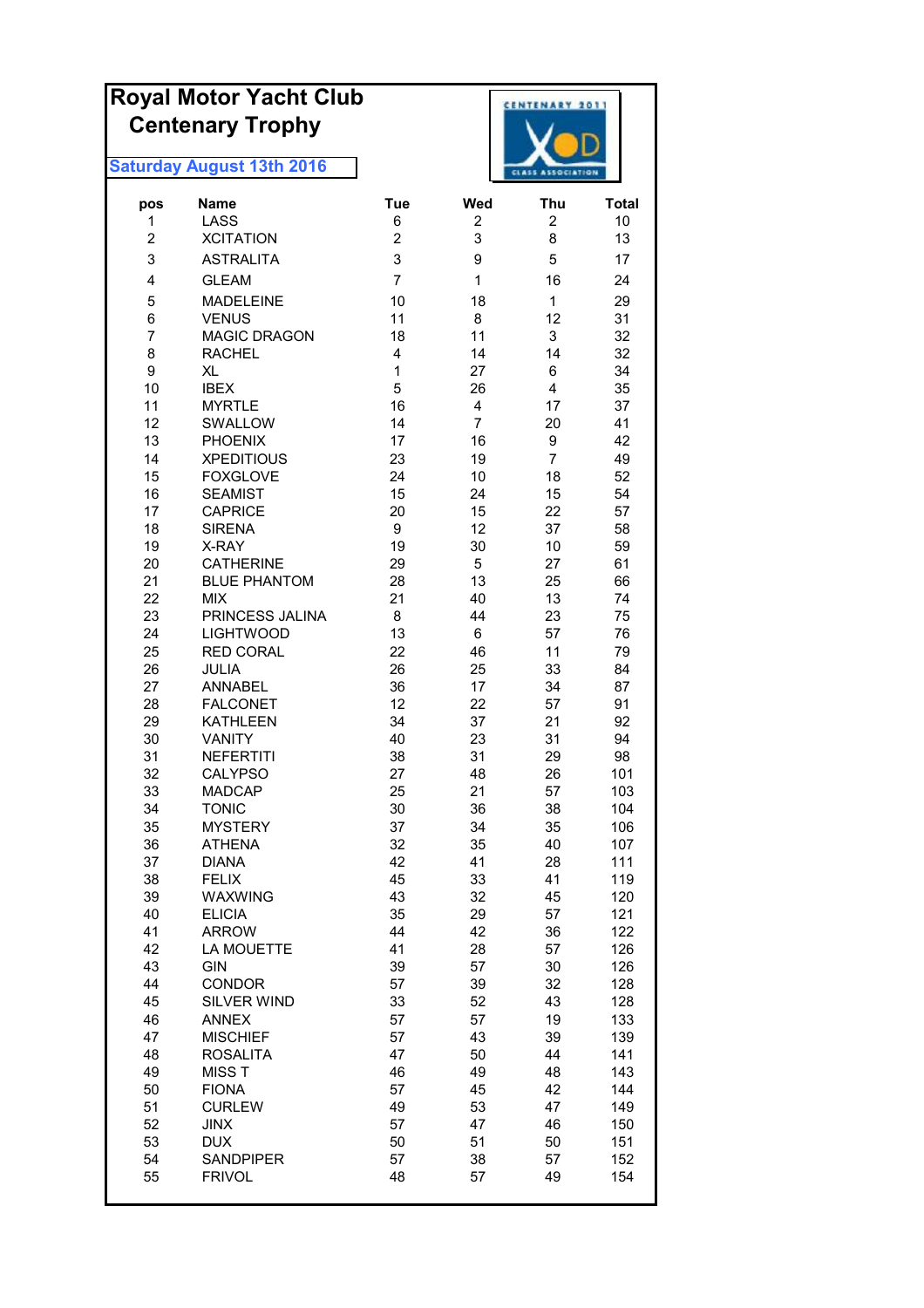# Royal Motor Yacht Club
## Centenary Trophy

**Saturday August 13th 2016**

| pos | Name | Tue | Wed | Thu | Total |
|---|---|---|---|---|---|
| 1 | LASS | 6 | 2 | 2 | 10 |
| 2 | XCITATION | 2 | 3 | 8 | 13 |
| 3 | ASTRALITA | 3 | 9 | 5 | 17 |
| 4 | GLEAM | 7 | 1 | 16 | 24 |
| 5 | MADELEINE | 10 | 18 | 1 | 29 |
| 6 | VENUS | 11 | 8 | 12 | 31 |
| 7 | MAGIC DRAGON | 18 | 11 | 3 | 32 |
| 8 | RACHEL | 4 | 14 | 14 | 32 |
| 9 | XL | 1 | 27 | 6 | 34 |
| 10 | IBEX | 5 | 26 | 4 | 35 |
| 11 | MYRTLE | 16 | 4 | 17 | 37 |
| 12 | SWALLOW | 14 | 7 | 20 | 41 |
| 13 | PHOENIX | 17 | 16 | 9 | 42 |
| 14 | XPEDITIOUS | 23 | 19 | 7 | 49 |
| 15 | FOXGLOVE | 24 | 10 | 18 | 52 |
| 16 | SEAMIST | 15 | 24 | 15 | 54 |
| 17 | CAPRICE | 20 | 15 | 22 | 57 |
| 18 | SIRENA | 9 | 12 | 37 | 58 |
| 19 | X-RAY | 19 | 30 | 10 | 59 |
| 20 | CATHERINE | 29 | 5 | 27 | 61 |
| 21 | BLUE PHANTOM | 28 | 13 | 25 | 66 |
| 22 | MIX | 21 | 40 | 13 | 74 |
| 23 | PRINCESS JALINA | 8 | 44 | 23 | 75 |
| 24 | LIGHTWOOD | 13 | 6 | 57 | 76 |
| 25 | RED CORAL | 22 | 46 | 11 | 79 |
| 26 | JULIA | 26 | 25 | 33 | 84 |
| 27 | ANNABEL | 36 | 17 | 34 | 87 |
| 28 | FALCONET | 12 | 22 | 57 | 91 |
| 29 | KATHLEEN | 34 | 37 | 21 | 92 |
| 30 | VANITY | 40 | 23 | 31 | 94 |
| 31 | NEFERTITI | 38 | 31 | 29 | 98 |
| 32 | CALYPSO | 27 | 48 | 26 | 101 |
| 33 | MADCAP | 25 | 21 | 57 | 103 |
| 34 | TONIC | 30 | 36 | 38 | 104 |
| 35 | MYSTERY | 37 | 34 | 35 | 106 |
| 36 | ATHENA | 32 | 35 | 40 | 107 |
| 37 | DIANA | 42 | 41 | 28 | 111 |
| 38 | FELIX | 45 | 33 | 41 | 119 |
| 39 | WAXWING | 43 | 32 | 45 | 120 |
| 40 | ELICIA | 35 | 29 | 57 | 121 |
| 41 | ARROW | 44 | 42 | 36 | 122 |
| 42 | LA MOUETTE | 41 | 28 | 57 | 126 |
| 43 | GIN | 39 | 57 | 30 | 126 |
| 44 | CONDOR | 57 | 39 | 32 | 128 |
| 45 | SILVER WIND | 33 | 52 | 43 | 128 |
| 46 | ANNEX | 57 | 57 | 19 | 133 |
| 47 | MISCHIEF | 57 | 43 | 39 | 139 |
| 48 | ROSALITA | 47 | 50 | 44 | 141 |
| 49 | MISS T | 46 | 49 | 48 | 143 |
| 50 | FIONA | 57 | 45 | 42 | 144 |
| 51 | CURLEW | 49 | 53 | 47 | 149 |
| 52 | JINX | 57 | 47 | 46 | 150 |
| 53 | DUX | 50 | 51 | 50 | 151 |
| 54 | SANDPIPER | 57 | 38 | 57 | 152 |
| 55 | FRIVOL | 48 | 57 | 49 | 154 |